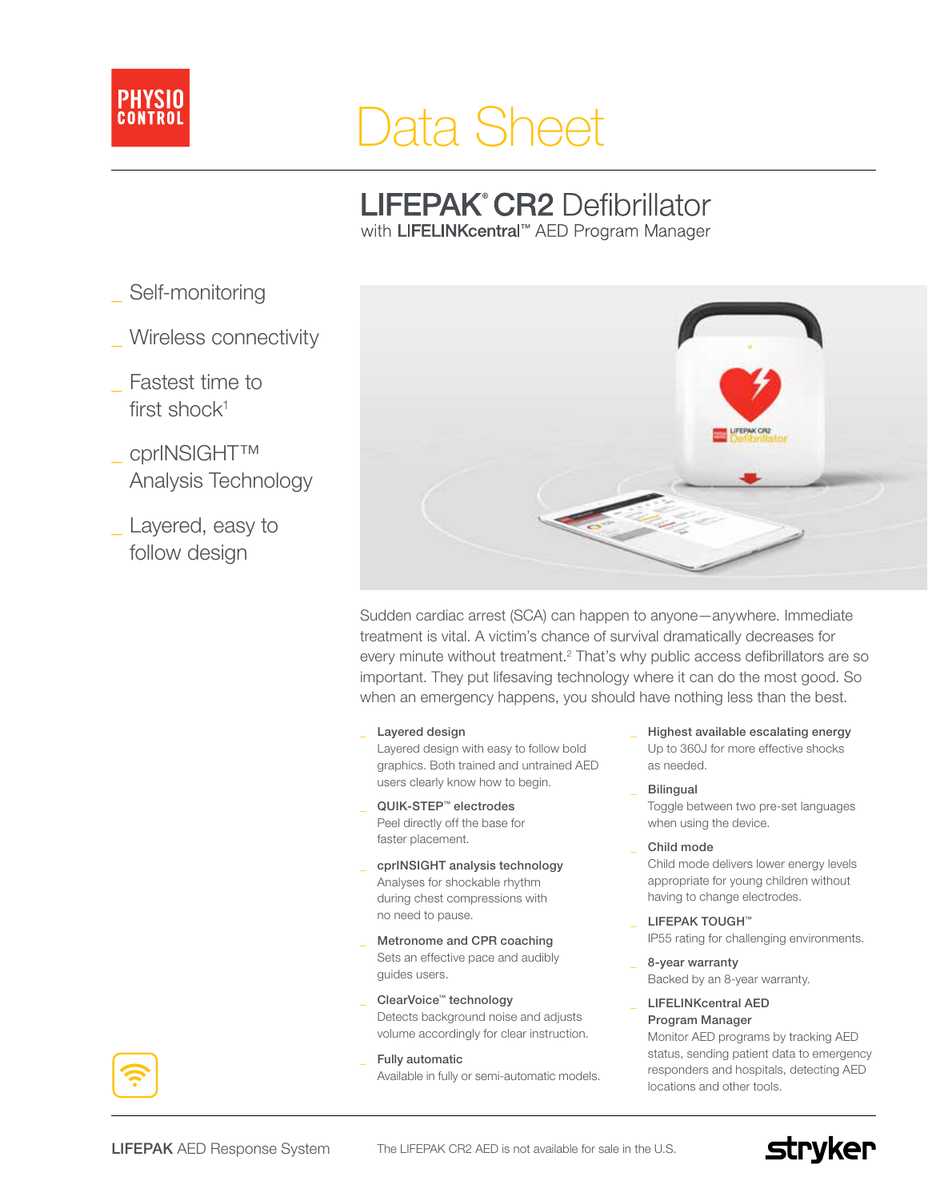PHYSIO CONTROL

# Data Sheet

## LIFEPAK® CR2 Defibrillator

with LIFELINKcentral™ AED Program Manager

- Self-monitoring
- Wireless connectivity
- Fastest time to first shock[1]
- cprINSIGHT™ Analysis Technology
- Layered, easy to follow design

Sudden cardiac arrest (SCA) can happen to anyone—anywhere. Immediate treatment is vital. A victim's chance of survival dramatically decreases for every minute without treatment.[2] That's why public access defibrillators are so important. They put lifesaving technology where it can do the most good. So when an emergency happens, you should have nothing less than the best.

- **Layered design**
  Layered design with easy to follow bold graphics. Both trained and untrained AED users clearly know how to begin.
- **QUIK-STEP™ electrodes**
  Peel directly off the base for faster placement.
- **cprINSIGHT analysis technology**
  Analyses for shockable rhythm during chest compressions with no need to pause.
- **Metronome and CPR coaching**
  Sets an effective pace and audibly guides users.
- **ClearVoice™ technology**
  Detects background noise and adjusts volume accordingly for clear instruction.
- **Fully automatic**
  Available in fully or semi-automatic models.
- **Highest available escalating energy**
  Up to 360J for more effective shocks as needed.
- **Bilingual**
  Toggle between two pre-set languages when using the device.
- **Child mode**
  Child mode delivers lower energy levels appropriate for young children without having to change electrodes.
- **LIFEPAK TOUGH™**
  IP55 rating for challenging environments.
- **8-year warranty**
  Backed by an 8-year warranty.
- **LIFELINKcentral AED Program Manager**
  Monitor AED programs by tracking AED status, sending patient data to emergency responders and hospitals, detecting AED locations and other tools.

LIFEPAK AED Response System

The LIFEPAK CR2 AED is not available for sale in the U.S.

stryker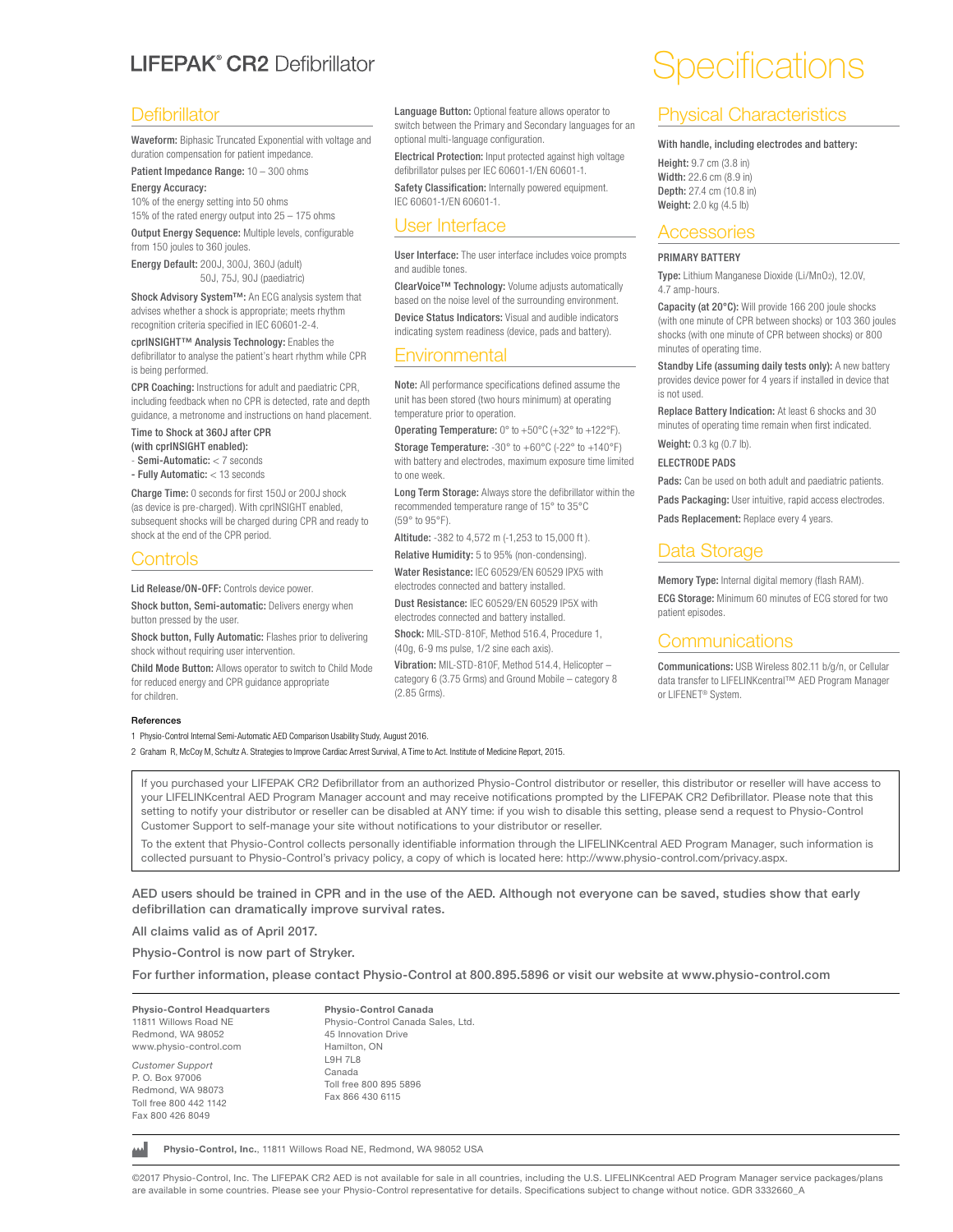# LIFEPAK® CR2 Defibrillator

# Specifications

## Defibrillator

**Waveform:** Biphasic Truncated Exponential with voltage and duration compensation for patient impedance.

**Patient Impedance Range:** 10 – 300 ohms

**Energy Accuracy:**
10% of the energy setting into 50 ohms
15% of the rated energy output into 25 – 175 ohms

**Output Energy Sequence:** Multiple levels, configurable from 150 joules to 360 joules.

**Energy Default:** 200J, 300J, 360J (adult)
50J, 75J, 90J (paediatric)

**Shock Advisory System™:** An ECG analysis system that advises whether a shock is appropriate; meets rhythm recognition criteria specified in IEC 60601-2-4.

**cprINSIGHT™ Analysis Technology:** Enables the defibrillator to analyse the patient's heart rhythm while CPR is being performed.

**CPR Coaching:** Instructions for adult and paediatric CPR, including feedback when no CPR is detected, rate and depth guidance, a metronome and instructions on hand placement.

**Time to Shock at 360J after CPR (with cprINSIGHT enabled):**
- **Semi-Automatic:** < 7 seconds
- **Fully Automatic:** < 13 seconds

**Charge Time:** 0 seconds for first 150J or 200J shock (as device is pre-charged). With cprINSIGHT enabled, subsequent shocks will be charged during CPR and ready to shock at the end of the CPR period.

## Controls

**Lid Release/ON-OFF:** Controls device power.

**Shock button, Semi-automatic:** Delivers energy when button pressed by the user.

**Shock button, Fully Automatic:** Flashes prior to delivering shock without requiring user intervention.

**Child Mode Button:** Allows operator to switch to Child Mode for reduced energy and CPR guidance appropriate for children.

**Language Button:** Optional feature allows operator to switch between the Primary and Secondary languages for an optional multi-language configuration.

**Electrical Protection:** Input protected against high voltage defibrillator pulses per IEC 60601-1/EN 60601-1.

**Safety Classification:** Internally powered equipment. IEC 60601-1/EN 60601-1.

## User Interface

**User Interface:** The user interface includes voice prompts and audible tones.

**ClearVoice™ Technology:** Volume adjusts automatically based on the noise level of the surrounding environment.

**Device Status Indicators:** Visual and audible indicators indicating system readiness (device, pads and battery).

## Environmental

**Note:** All performance specifications defined assume the unit has been stored (two hours minimum) at operating temperature prior to operation.

**Operating Temperature:** 0° to +50°C (+32° to +122°F).

**Storage Temperature:** -30° to +60°C (-22° to +140°F) with battery and electrodes, maximum exposure time limited to one week.

**Long Term Storage:** Always store the defibrillator within the recommended temperature range of 15° to 35°C (59° to 95°F).

**Altitude:** -382 to 4,572 m (-1,253 to 15,000 ft ).

**Relative Humidity:** 5 to 95% (non-condensing).

**Water Resistance:** IEC 60529/EN 60529 IPX5 with electrodes connected and battery installed.

**Dust Resistance:** IEC 60529/EN 60529 IP5X with electrodes connected and battery installed.

**Shock:** MIL-STD-810F, Method 516.4, Procedure 1, (40g, 6-9 ms pulse, 1/2 sine each axis).

**Vibration:** MIL-STD-810F, Method 514.4, Helicopter – category 6 (3.75 Grms) and Ground Mobile – category 8 (2.85 Grms).

## Physical Characteristics

**With handle, including electrodes and battery:**

**Height:** 9.7 cm (3.8 in)
**Width:** 22.6 cm (8.9 in)
**Depth:** 27.4 cm (10.8 in)
**Weight:** 2.0 kg (4.5 lb)

## Accessories

### PRIMARY BATTERY

**Type:** Lithium Manganese Dioxide (Li/$MnO_2$), 12.0V, 4.7 amp-hours.

**Capacity (at 20°C):** Will provide 166 200 joule shocks (with one minute of CPR between shocks) or 103 360 joules shocks (with one minute of CPR between shocks) or 800 minutes of operating time.

**Standby Life (assuming daily tests only):** A new battery provides device power for 4 years if installed in device that is not used.

**Replace Battery Indication:** At least 6 shocks and 30 minutes of operating time remain when first indicated.

**Weight:** 0.3 kg (0.7 lb).

### ELECTRODE PADS

**Pads:** Can be used on both adult and paediatric patients.

**Pads Packaging:** User intuitive, rapid access electrodes.

**Pads Replacement:** Replace every 4 years.

## Data Storage

**Memory Type:** Internal digital memory (flash RAM).

**ECG Storage:** Minimum 60 minutes of ECG stored for two patient episodes.

## Communications

**Communications:** USB Wireless 802.11 b/g/n, or Cellular data transfer to LIFELINKcentral™ AED Program Manager or LIFENET® System.

**References**

1 Physio-Control Internal Semi-Automatic AED Comparison Usability Study, August 2016.

2 Graham R, McCoy M, Schultz A. Strategies to Improve Cardiac Arrest Survival, A Time to Act. Institute of Medicine Report, 2015.

If you purchased your LIFEPAK CR2 Defibrillator from an authorized Physio-Control distributor or reseller, this distributor or reseller will have access to your LIFELINKcentral AED Program Manager account and may receive notifications prompted by the LIFEPAK CR2 Defibrillator. Please note that this setting to notify your distributor or reseller can be disabled at ANY time: if you wish to disable this setting, please send a request to Physio-Control Customer Support to self-manage your site without notifications to your distributor or reseller.

To the extent that Physio-Control collects personally identifiable information through the LIFELINKcentral AED Program Manager, such information is collected pursuant to Physio-Control's privacy policy, a copy of which is located here: http://www.physio-control.com/privacy.aspx.

AED users should be trained in CPR and in the use of the AED. Although not everyone can be saved, studies show that early defibrillation can dramatically improve survival rates.

All claims valid as of April 2017.

Physio-Control is now part of Stryker.

For further information, please contact Physio-Control at 800.895.5896 or visit our website at www.physio-control.com

**Physio-Control Headquarters**
11811 Willows Road NE
Redmond, WA 98052
www.physio-control.com

*Customer Support*
P. O. Box 97006
Redmond, WA 98073
Toll free 800 442 1142
Fax 800 426 8049

**Physio-Control Canada**
Physio-Control Canada Sales, Ltd.
45 Innovation Drive
Hamilton, ON
L9H 7L8
Canada
Toll free 800 895 5896
Fax 866 430 6115

**Physio-Control, Inc.**, 11811 Willows Road NE, Redmond, WA 98052 USA

©2017 Physio-Control, Inc. The LIFEPAK CR2 AED is not available for sale in all countries, including the U.S. LIFELINKcentral AED Program Manager service packages/plans are available in some countries. Please see your Physio-Control representative for details. Specifications subject to change without notice. GDR 3332660_A